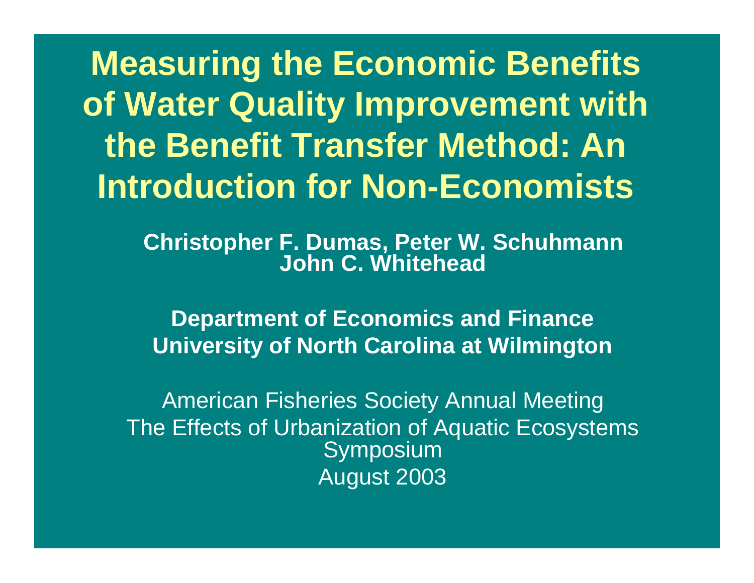# Measuring the Economic Benefits of Water Quality Improvement with the Benefit Transfer Method: An Introduction for Non-Economists

**Christopher F. Dumas, Peter W. Schuhmann**
**John C. Whitehead**

**Department of Economics and Finance**
**University of North Carolina at Wilmington**

American Fisheries Society Annual Meeting
The Effects of Urbanization of Aquatic Ecosystems Symposium
August 2003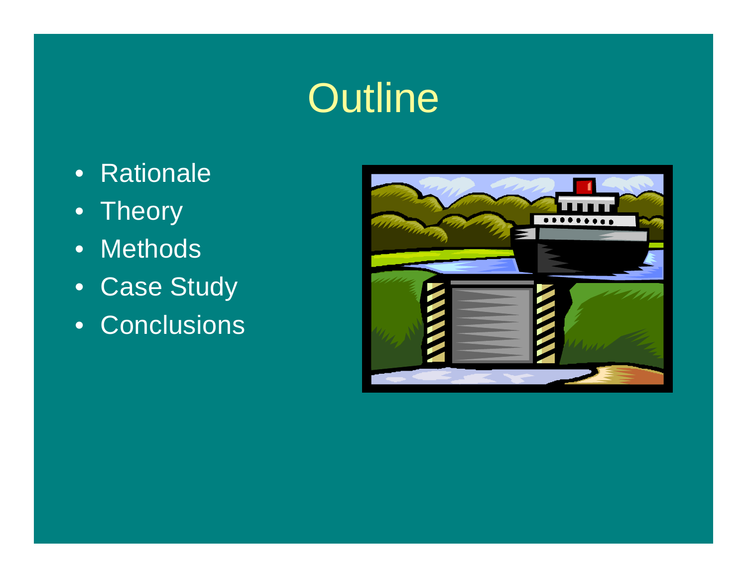# Outline

- Rationale
- Theory
- Methods
- Case Study
- Conclusions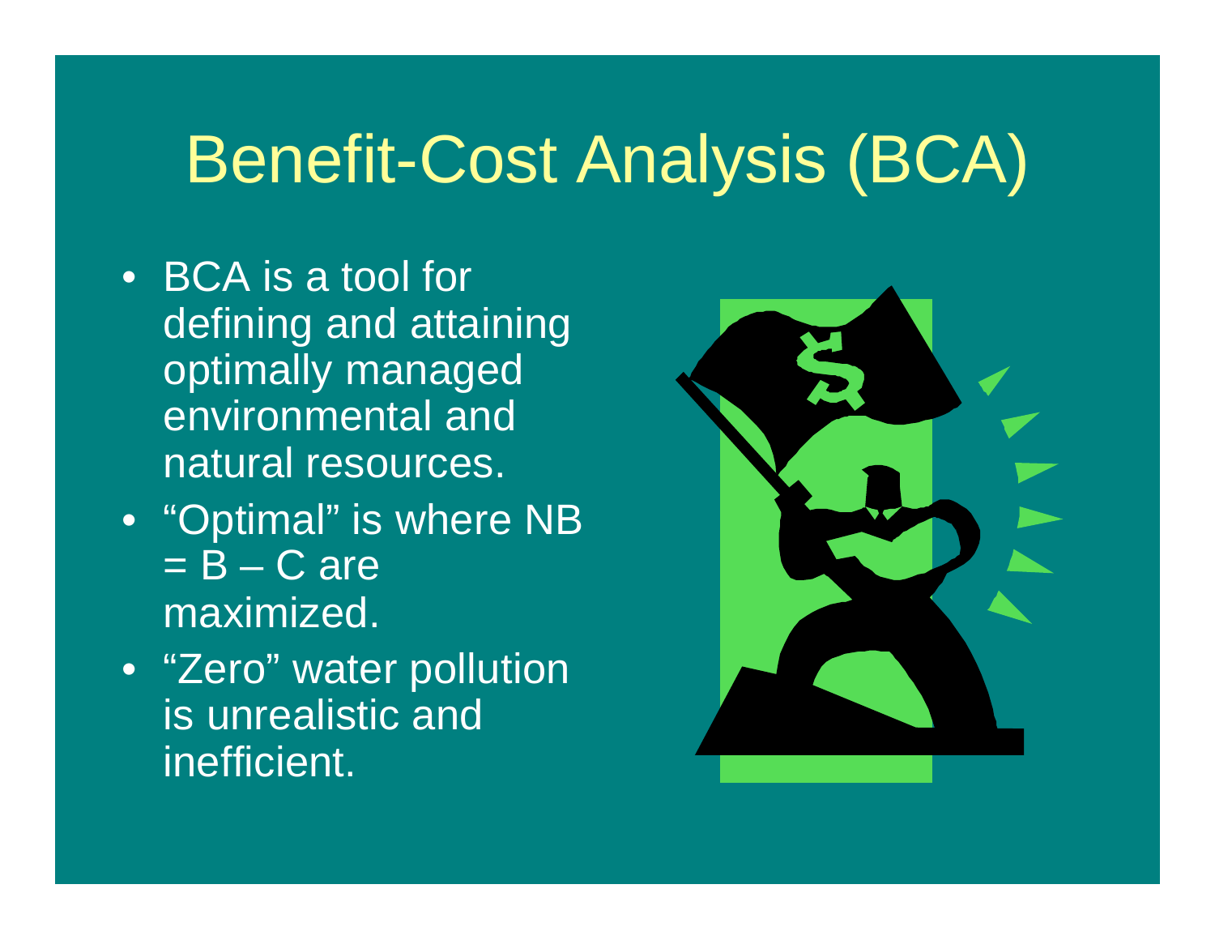# Benefit-Cost Analysis (BCA)

- BCA is a tool for defining and attaining optimally managed environmental and natural resources.
- "Optimal" is where NB = B – C are maximized.
- "Zero" water pollution is unrealistic and inefficient.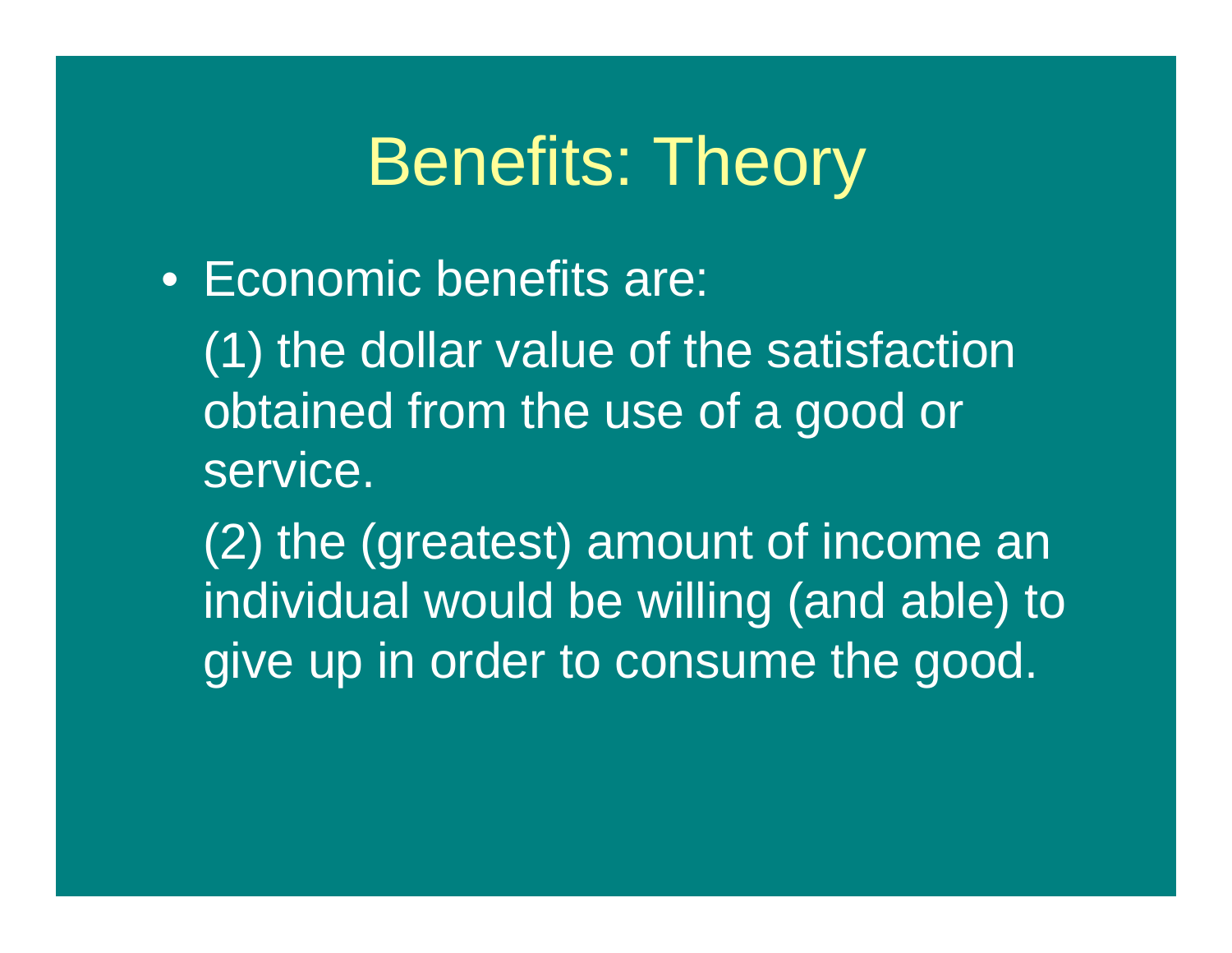# Benefits: Theory

- Economic benefits are:

  (1) the dollar value of the satisfaction obtained from the use of a good or service.

  (2) the (greatest) amount of income an individual would be willing (and able) to give up in order to consume the good.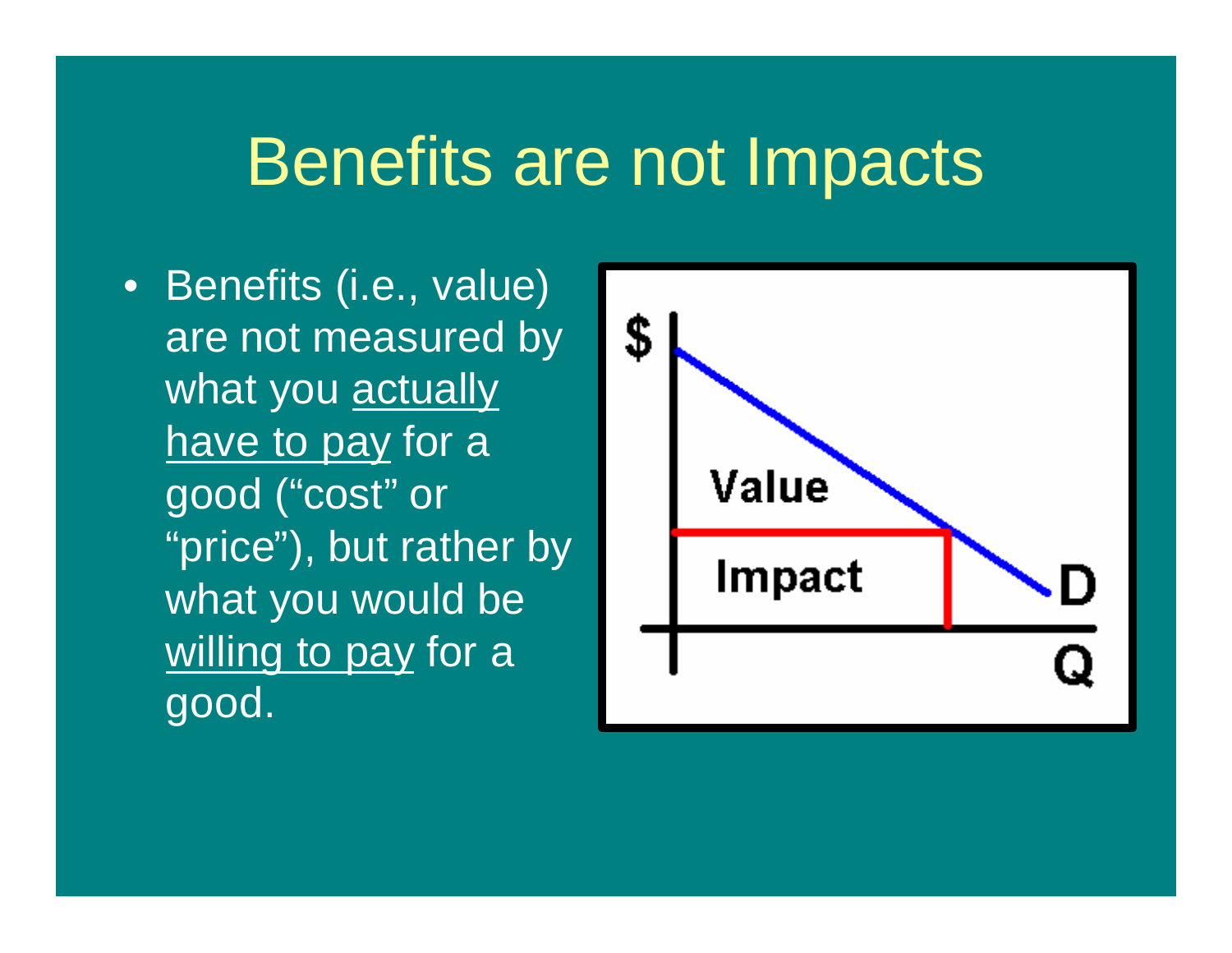# Benefits are not Impacts

- Benefits (i.e., value) are not measured by what you <u>actually have to pay</u> for a good ("cost" or "price"), but rather by what you would be <u>willing to pay</u> for a good.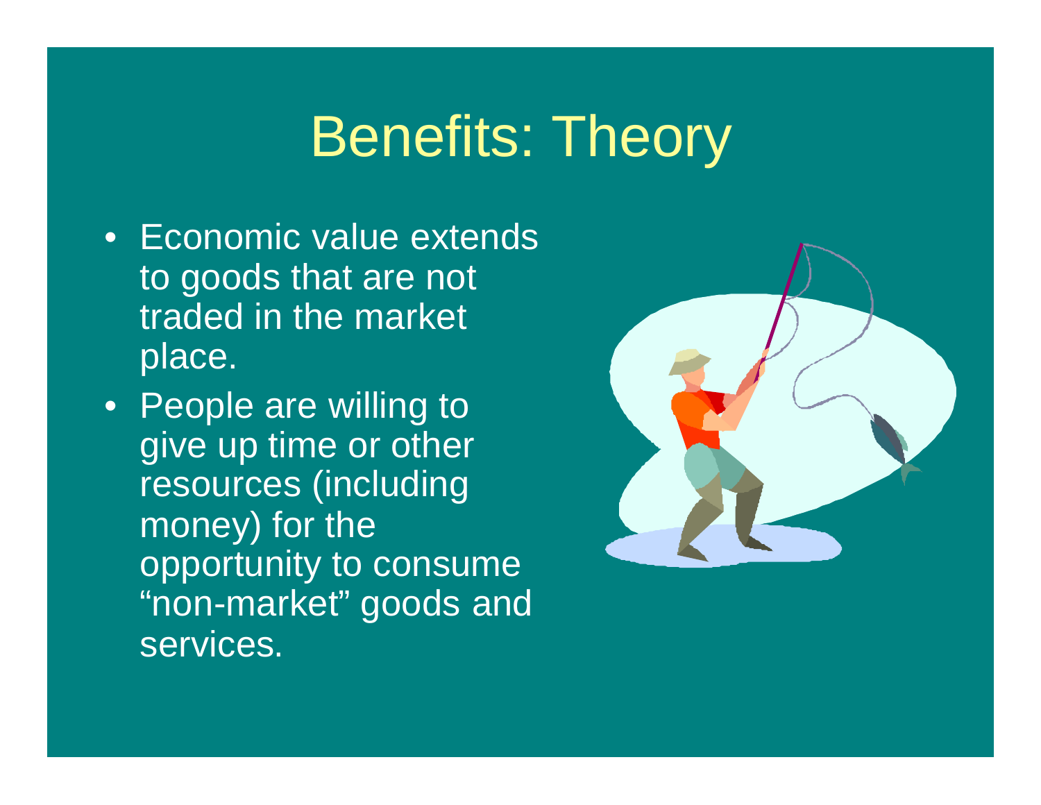# Benefits: Theory

- Economic value extends to goods that are not traded in the market place.
- People are willing to give up time or other resources (including money) for the opportunity to consume "non-market" goods and services.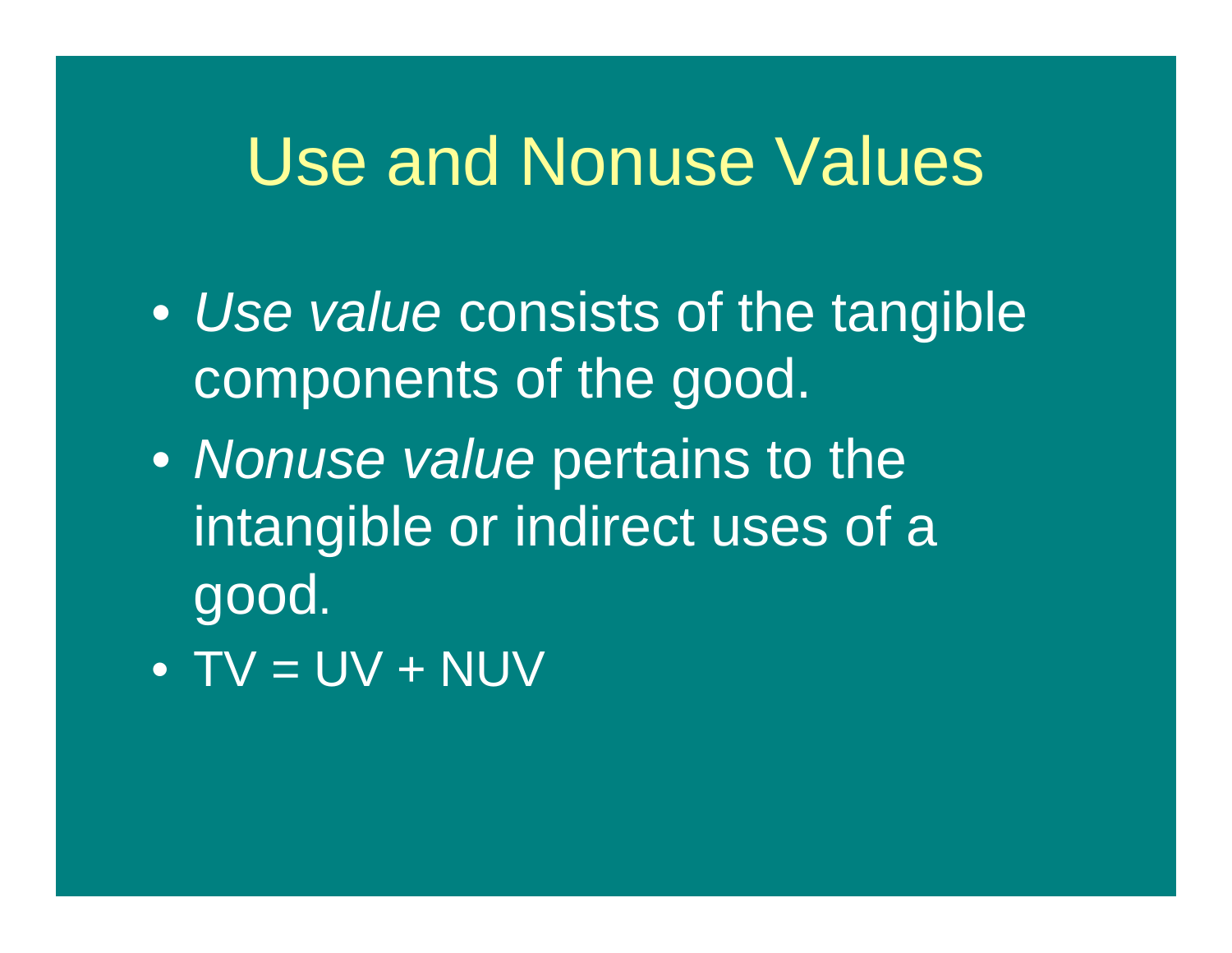# Use and Nonuse Values

- *Use value* consists of the tangible components of the good.
- *Nonuse value* pertains to the intangible or indirect uses of a good.
- $TV = UV + NUV$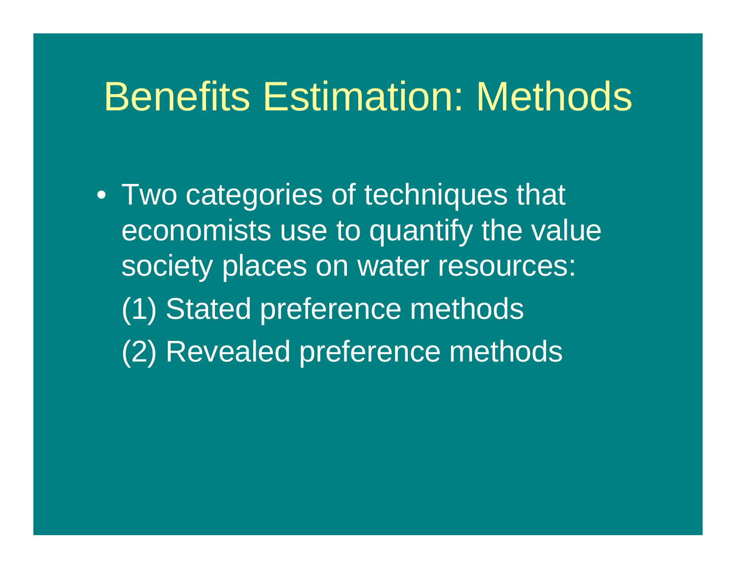# Benefits Estimation: Methods

- Two categories of techniques that economists use to quantify the value society places on water resources:

  (1) Stated preference methods

  (2) Revealed preference methods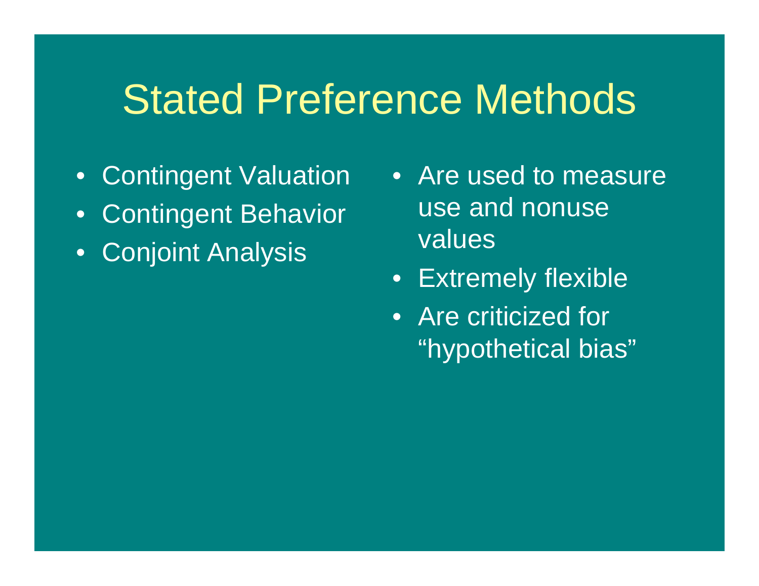# Stated Preference Methods

- Contingent Valuation
- Contingent Behavior
- Conjoint Analysis

- Are used to measure use and nonuse values
- Extremely flexible
- Are criticized for “hypothetical bias”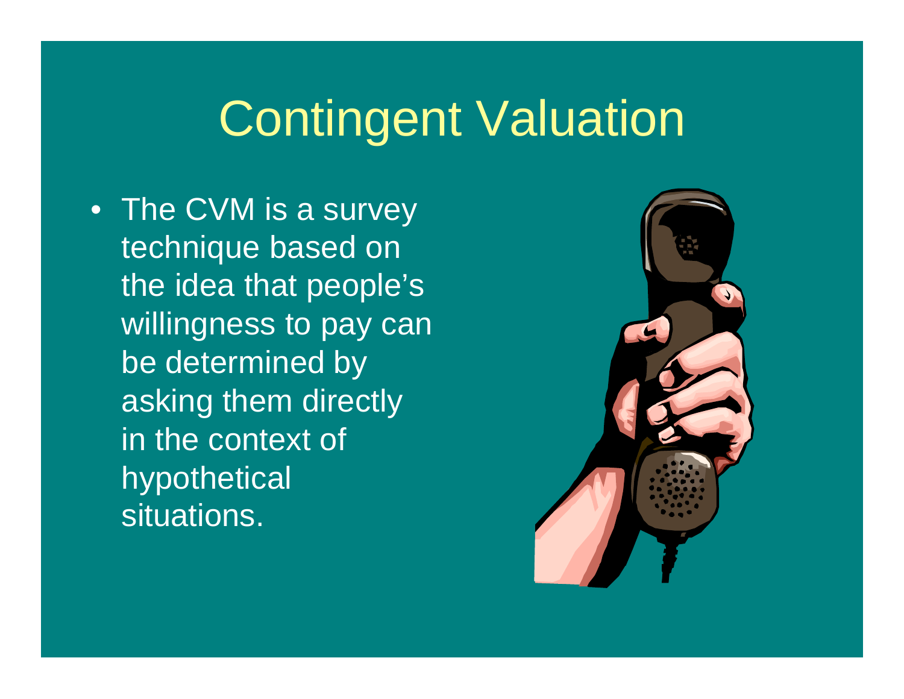# Contingent Valuation

- The CVM is a survey technique based on the idea that people's willingness to pay can be determined by asking them directly in the context of hypothetical situations.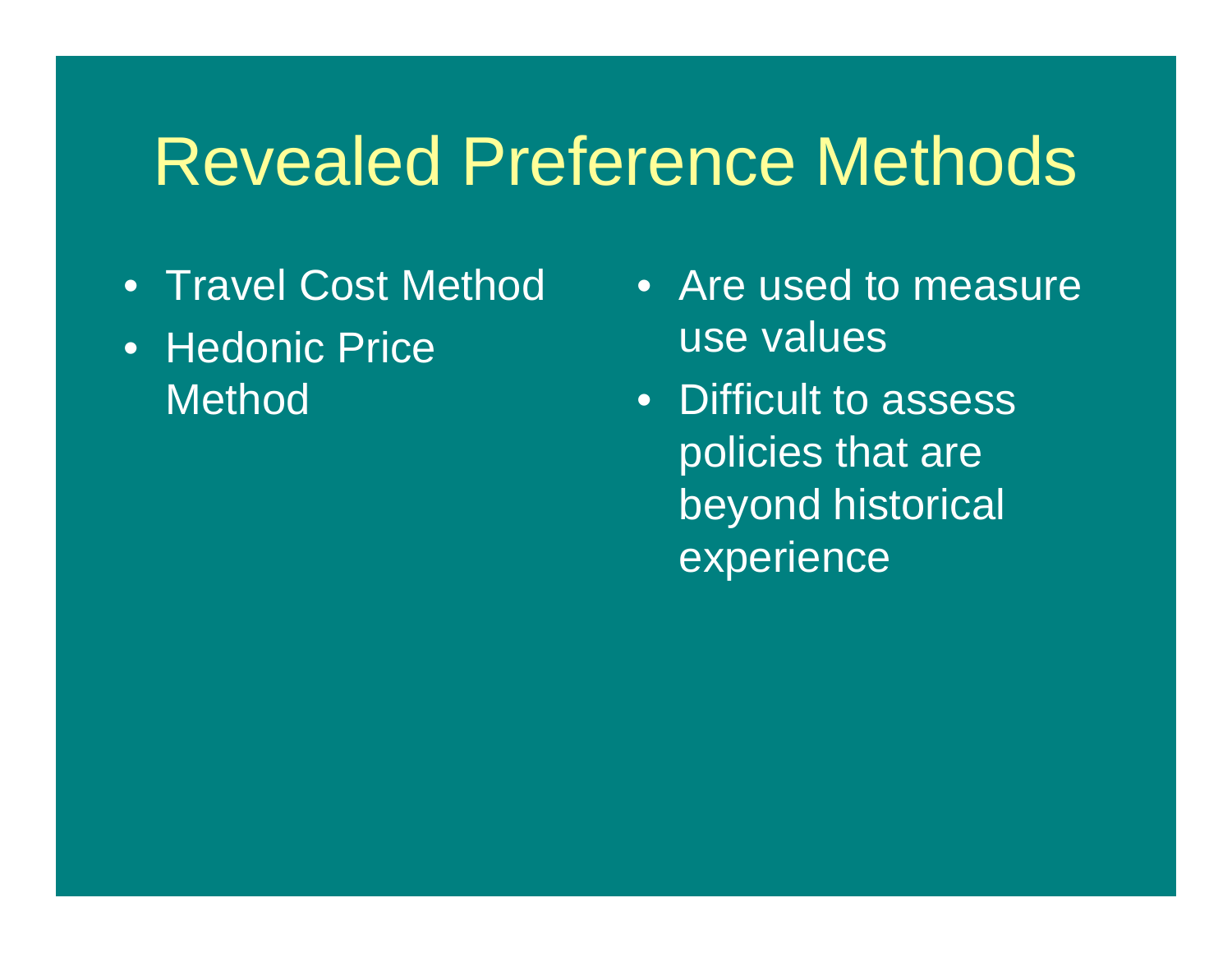# Revealed Preference Methods

- Travel Cost Method
- Hedonic Price Method

- Are used to measure use values
- Difficult to assess policies that are beyond historical experience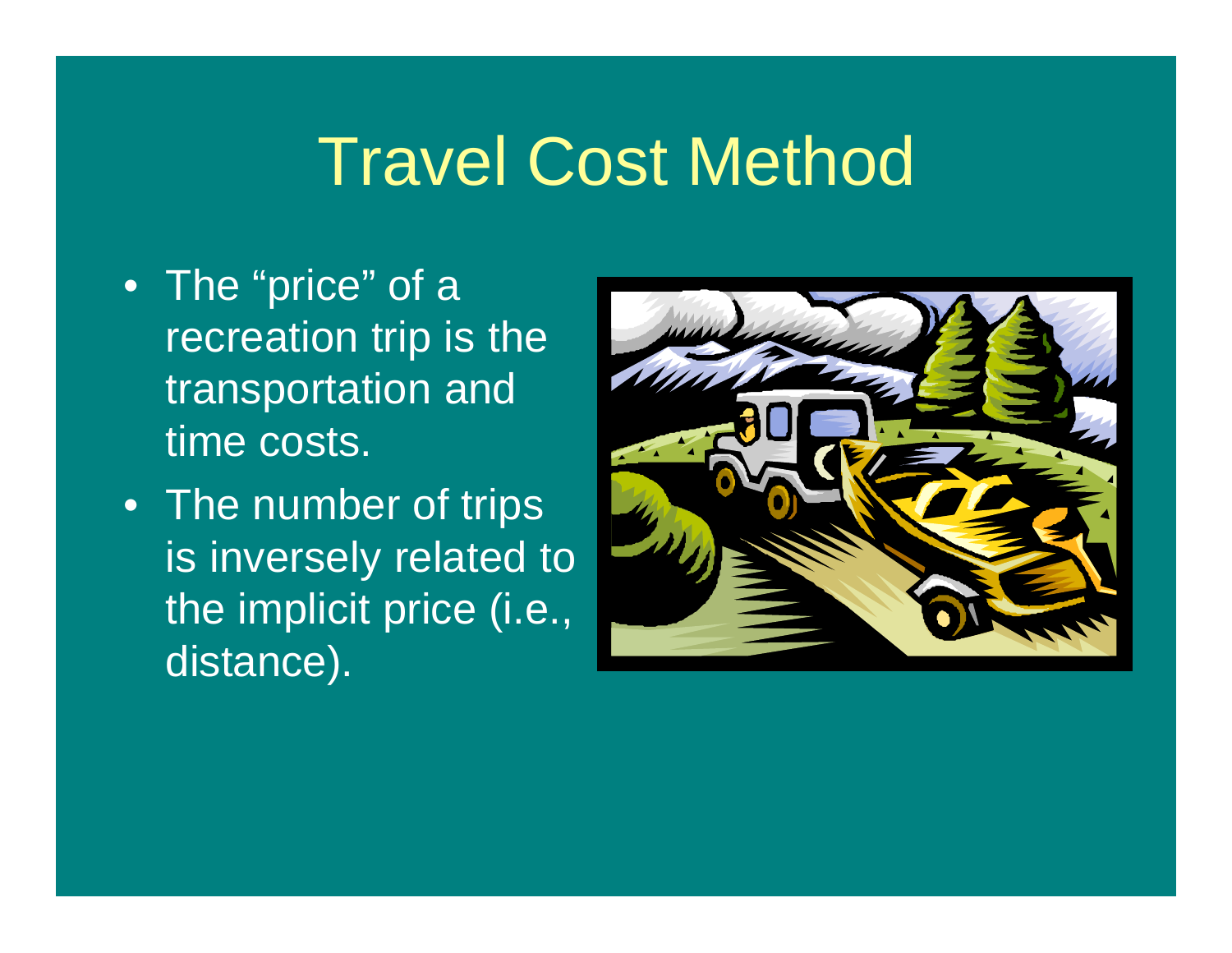# Travel Cost Method

- The "price" of a recreation trip is the transportation and time costs.
- The number of trips is inversely related to the implicit price (i.e., distance).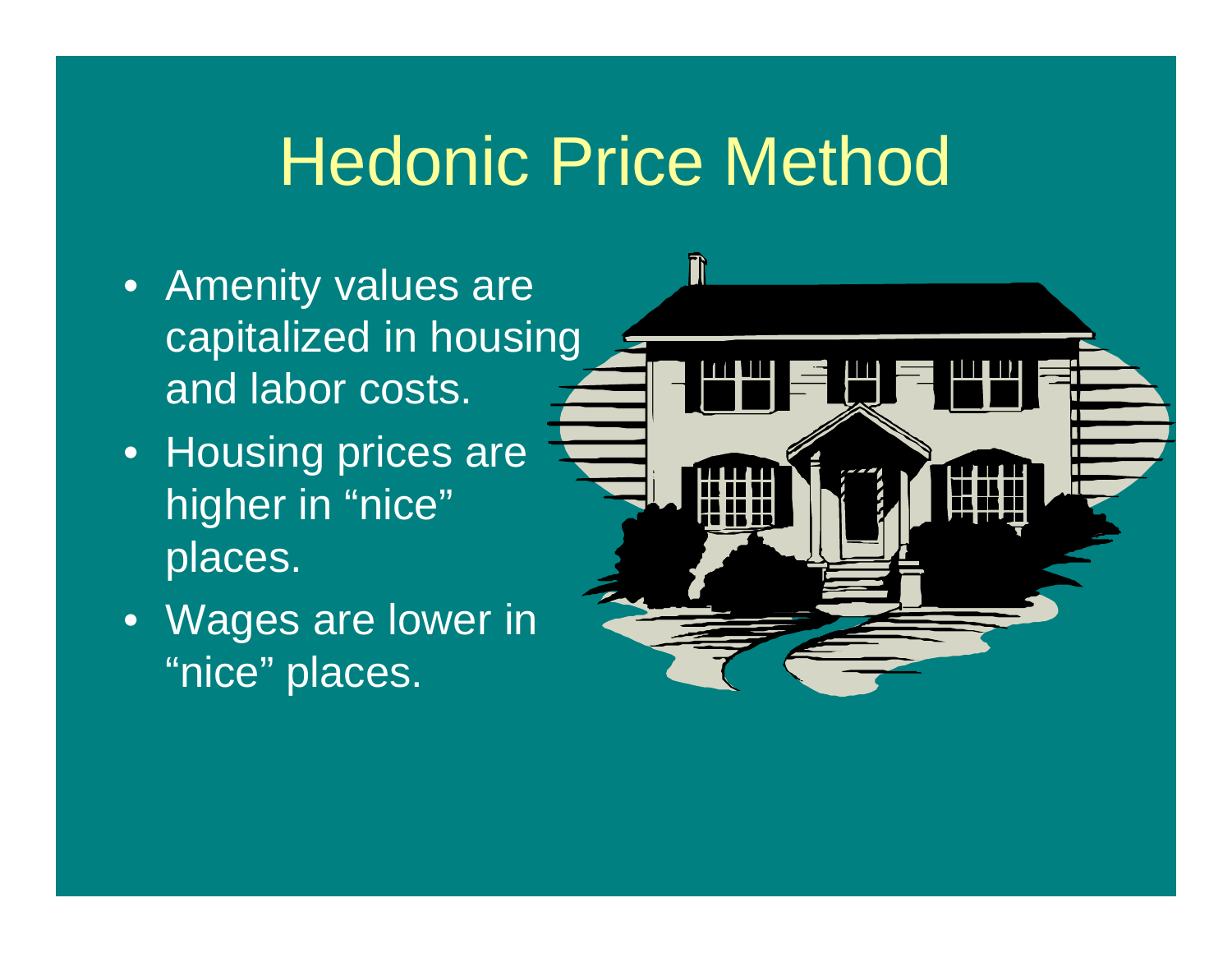# Hedonic Price Method

- Amenity values are capitalized in housing and labor costs.
- Housing prices are higher in “nice” places.
- Wages are lower in “nice” places.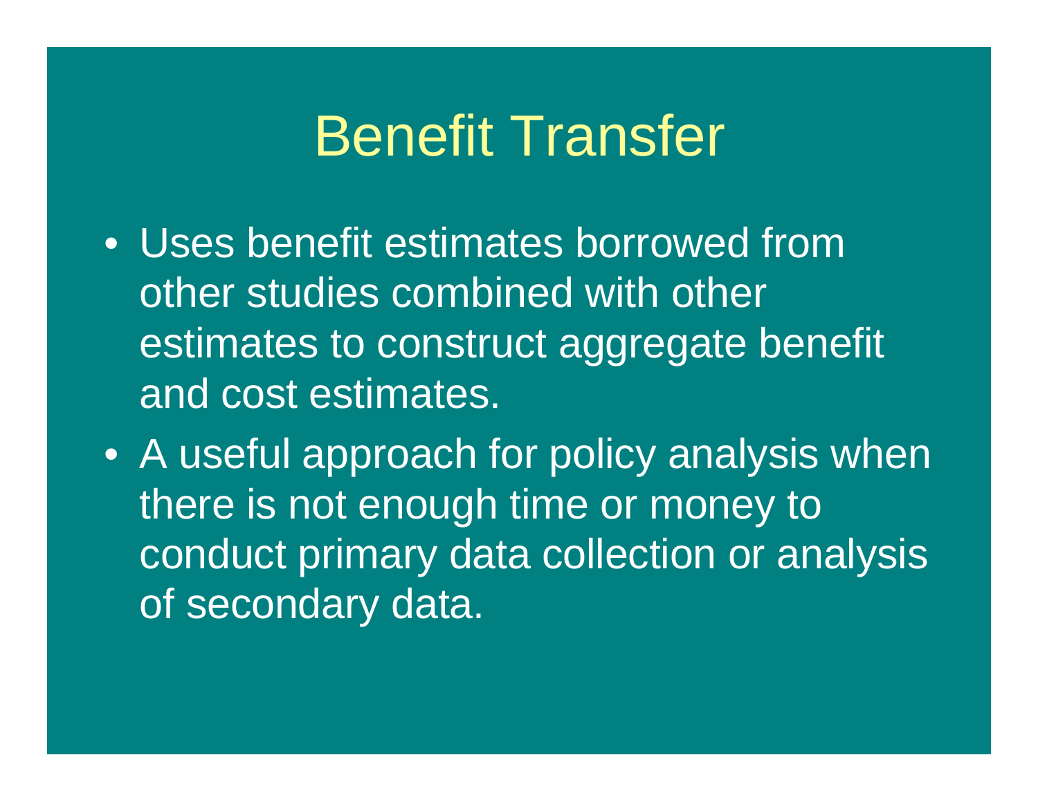# Benefit Transfer

- Uses benefit estimates borrowed from other studies combined with other estimates to construct aggregate benefit and cost estimates.
- A useful approach for policy analysis when there is not enough time or money to conduct primary data collection or analysis of secondary data.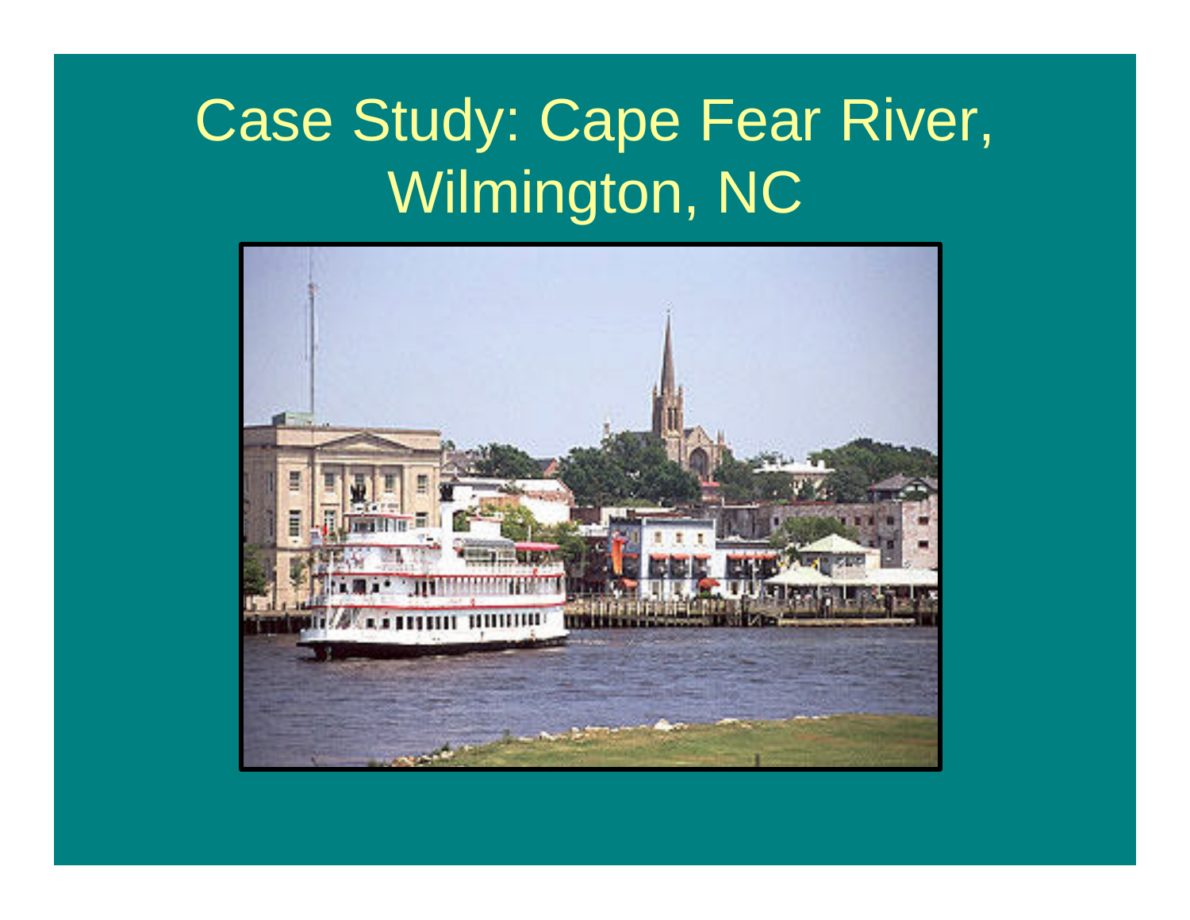# Case Study: Cape Fear River, Wilmington, NC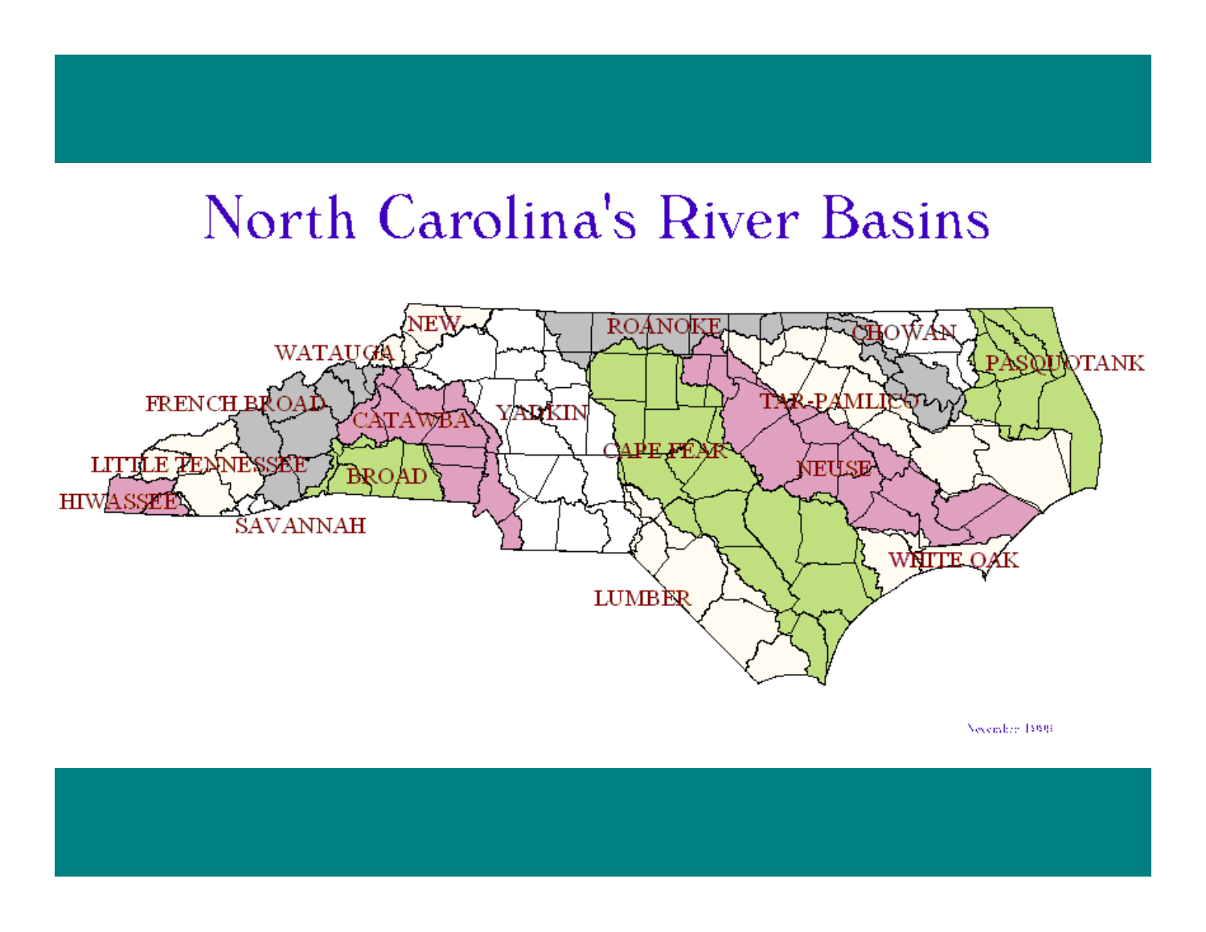# North Carolina's River Basins

NEW

WATAUGA

FRENCH BROAD

LITTLE TENNESSEE

HIWASSEE

SAVANNAH

CATAWBA

BROAD

YADKIN

ROANOKE

CAPE FEAR

LUMBER

TAR-PAMLICO

NEUSE

CHOWAN

PASQUOTANK

WHITE OAK

November 1999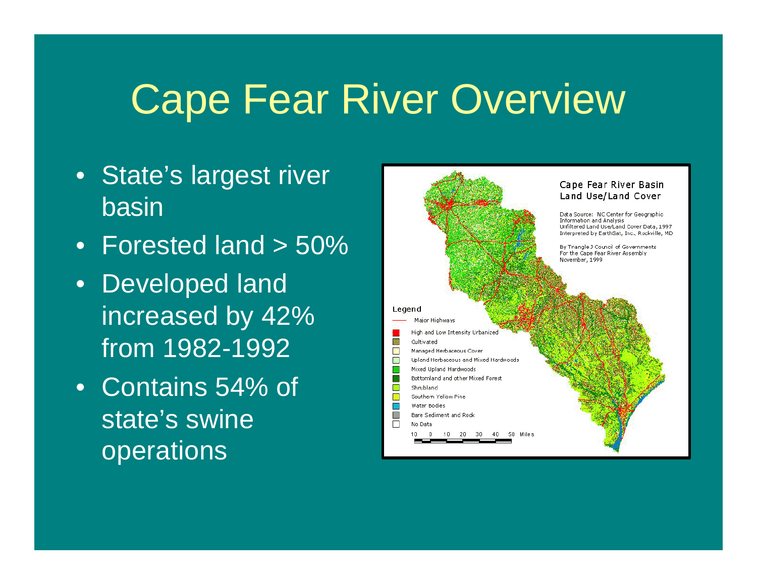# Cape Fear River Overview

- State's largest river basin
- Forested land > 50%
- Developed land increased by 42% from 1982-1992
- Contains 54% of state's swine operations

Cape Fear River Basin
Land Use/Land Cover

Data Source: NC Center for Geographic Information and Analysis
Unfiltered Land Use/Land Cover Data, 1997
Interpreted by EarthSat, Inc., Rockville, MD

By Triangle J Council of Governments
For the Cape Fear River Assembly
November, 1999

Legend

- Major Highways
- High and Low Intensity Urbanized
- Cultivated
- Managed Herbaceous Cover
- Upland Herbaceous and Mixed Hardwoods
- Mixed Upland Hardwoods
- Bottomland and other Mixed Forest
- Shrubland
- Southern Yellow Pine
- Water Bodies
- Bare Sediment and Rock
- No Data

10 0 10 20 30 40 50 Miles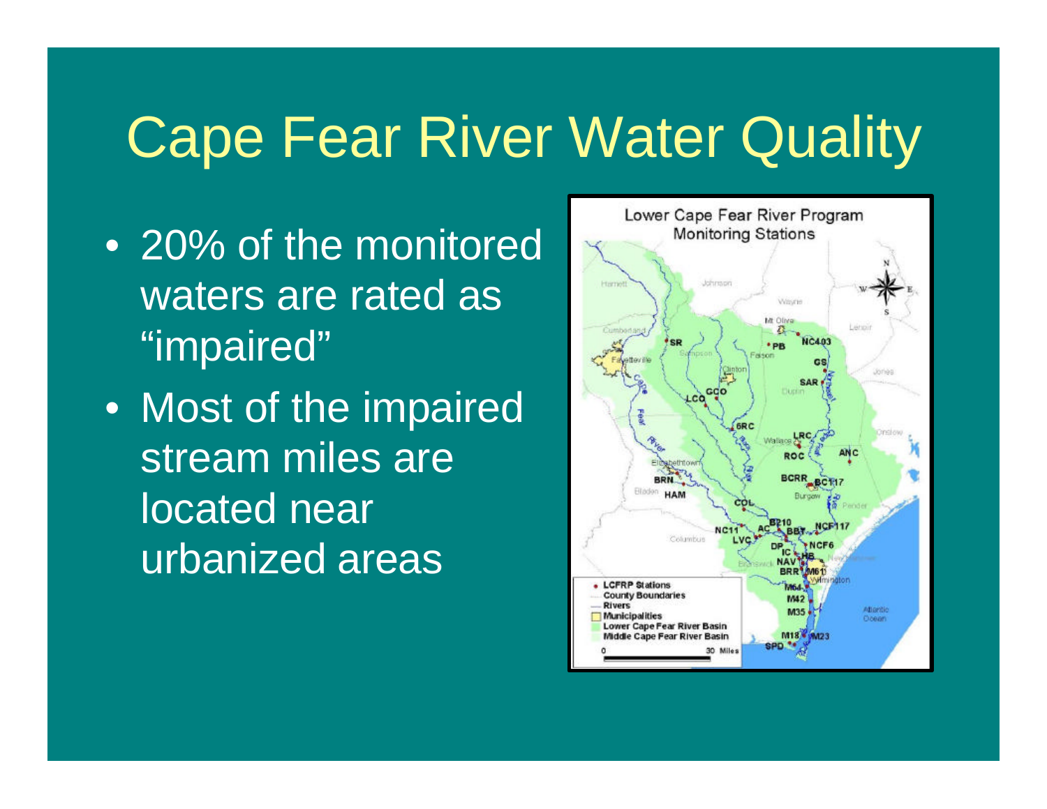# Cape Fear River Water Quality

- 20% of the monitored waters are rated as "impaired"
- Most of the impaired stream miles are located near urbanized areas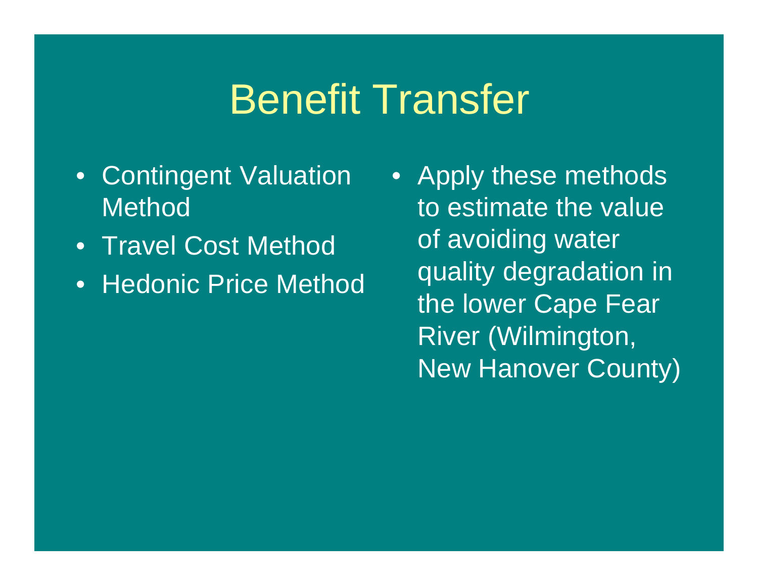# Benefit Transfer

- Contingent Valuation Method
- Travel Cost Method
- Hedonic Price Method

- Apply these methods to estimate the value of avoiding water quality degradation in the lower Cape Fear River (Wilmington, New Hanover County)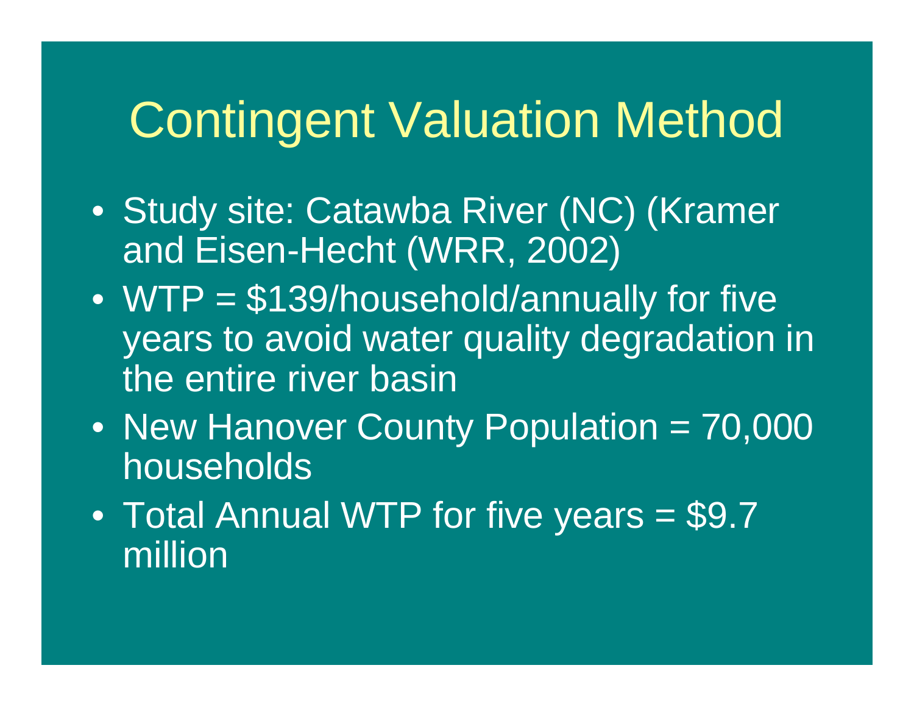# Contingent Valuation Method

- Study site: Catawba River (NC) (Kramer and Eisen-Hecht (WRR, 2002)
- WTP = $139/household/annually for five years to avoid water quality degradation in the entire river basin
- New Hanover County Population = 70,000 households
- Total Annual WTP for five years = $9.7 million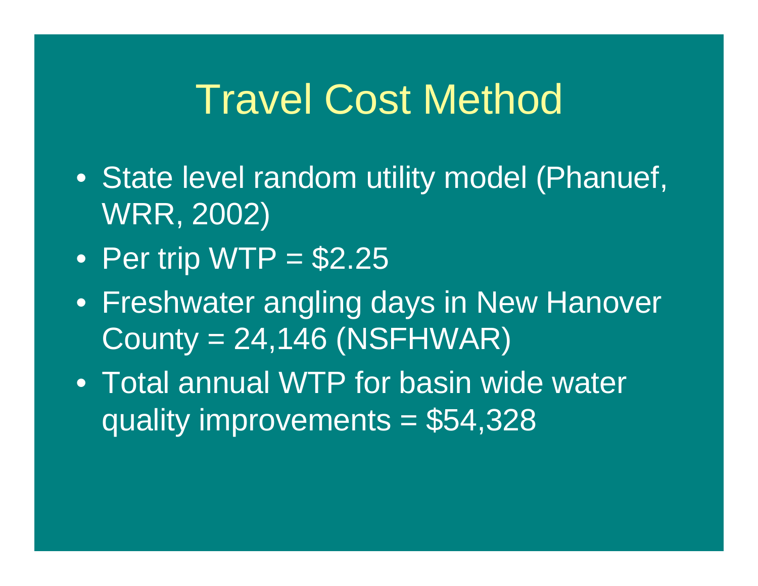# Travel Cost Method

- State level random utility model (Phanuef, WRR, 2002)
- Per trip WTP = $2.25
- Freshwater angling days in New Hanover County = 24,146 (NSFHWAR)
- Total annual WTP for basin wide water quality improvements = $54,328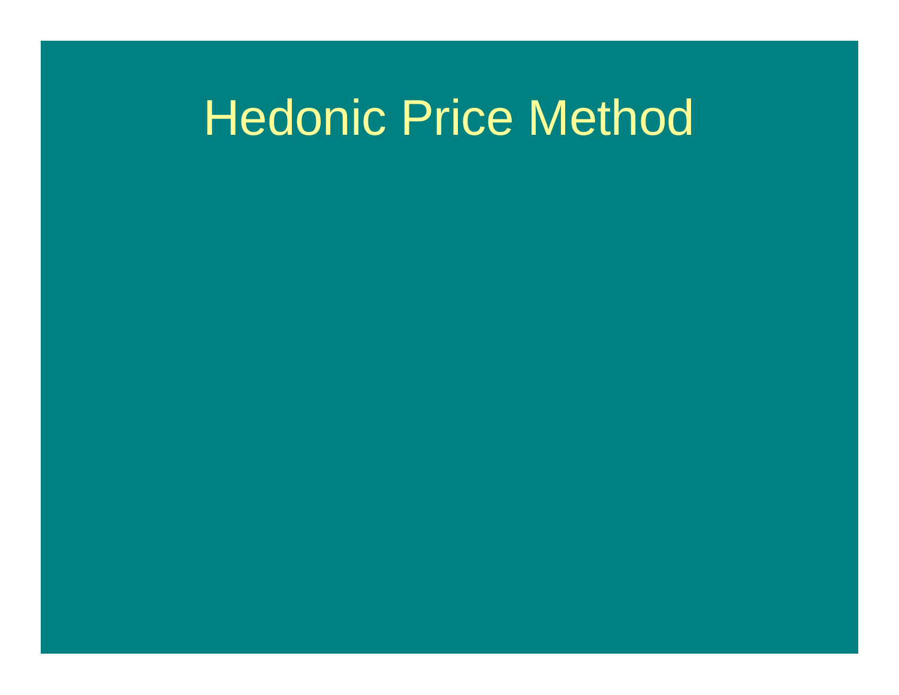# Hedonic Price Method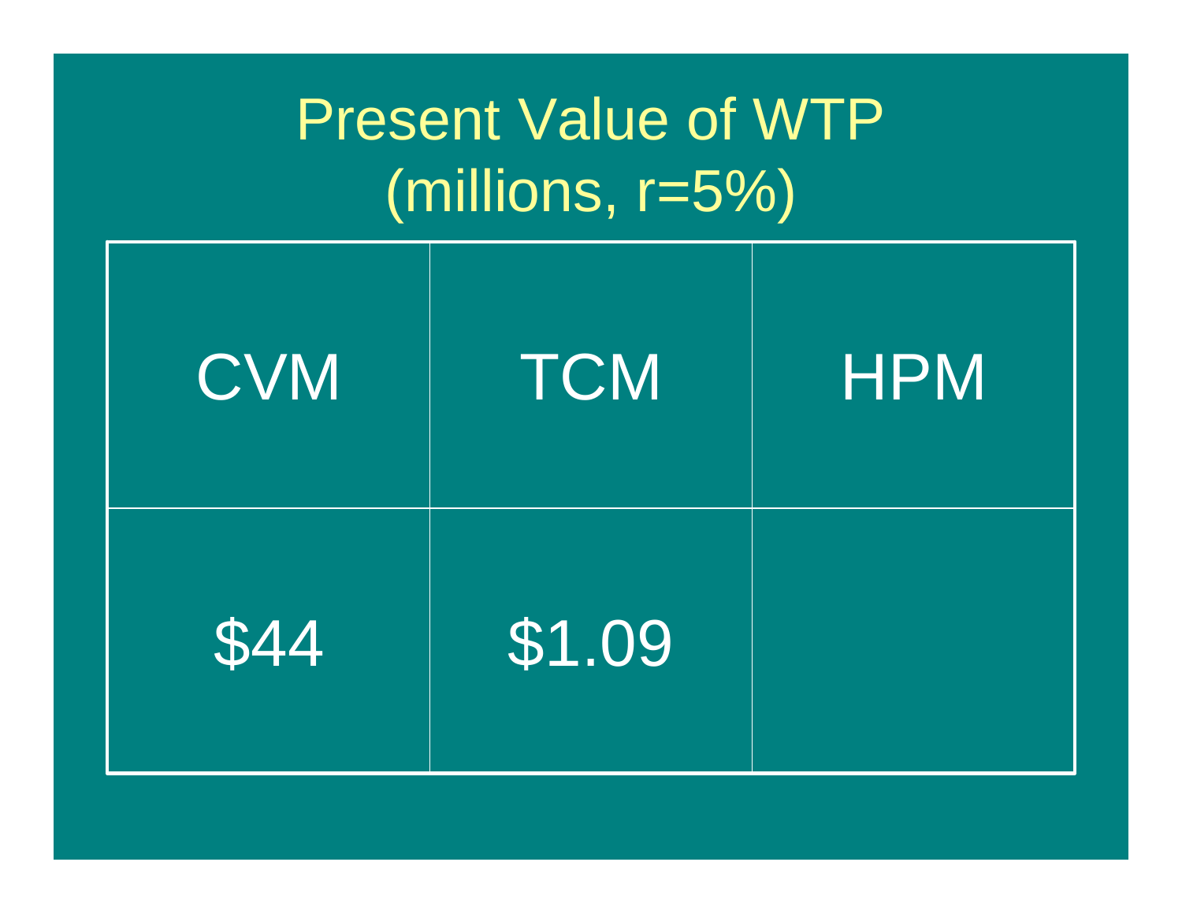# Present Value of WTP (millions, r=5%)

| CVM | TCM | HPM |
| --- | --- | --- |
| $44 | $1.09 | |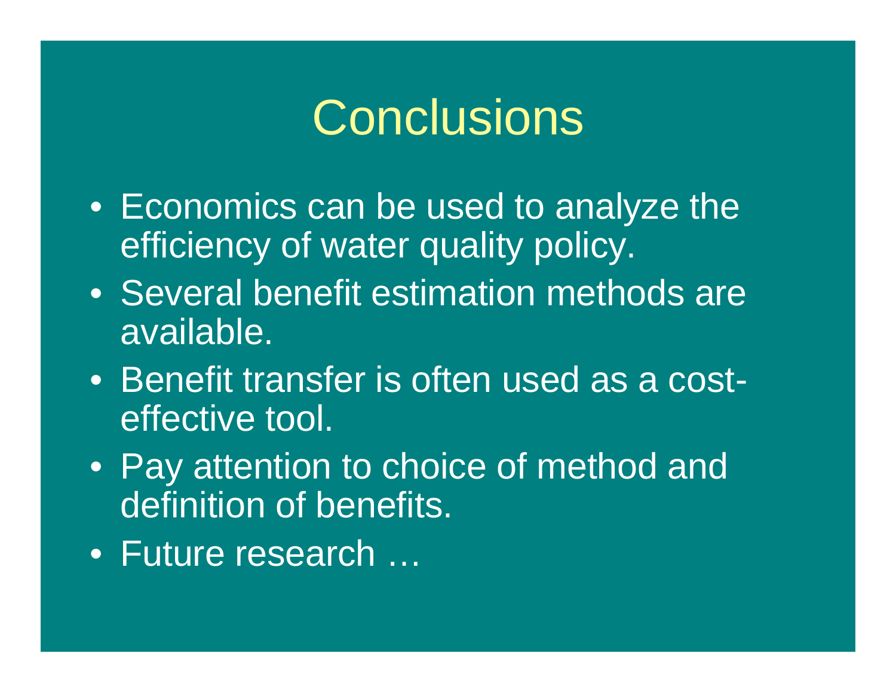# Conclusions

- Economics can be used to analyze the efficiency of water quality policy.
- Several benefit estimation methods are available.
- Benefit transfer is often used as a cost-effective tool.
- Pay attention to choice of method and definition of benefits.
- Future research …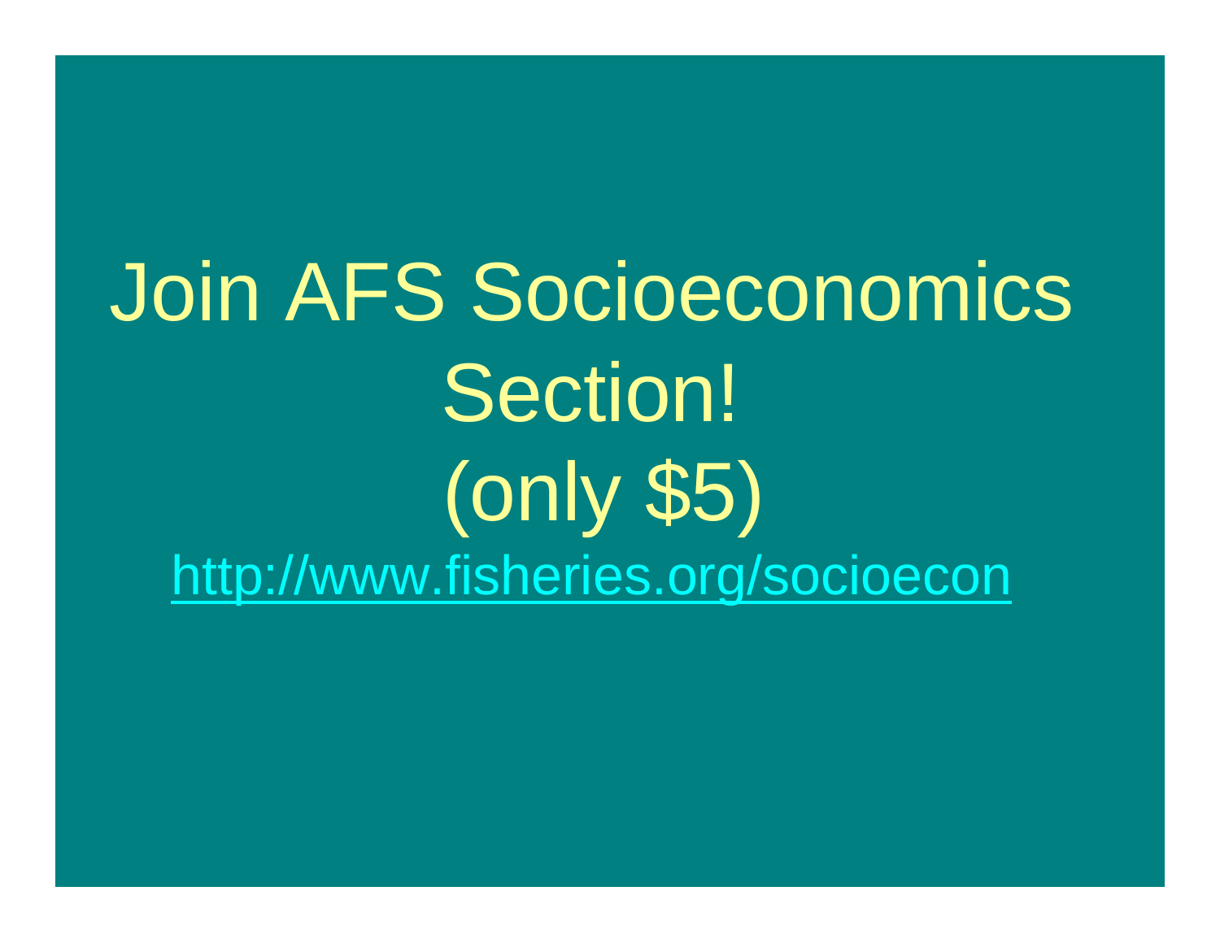# Join AFS Socioeconomics Section!

(only $5)

http://www.fisheries.org/socioecon